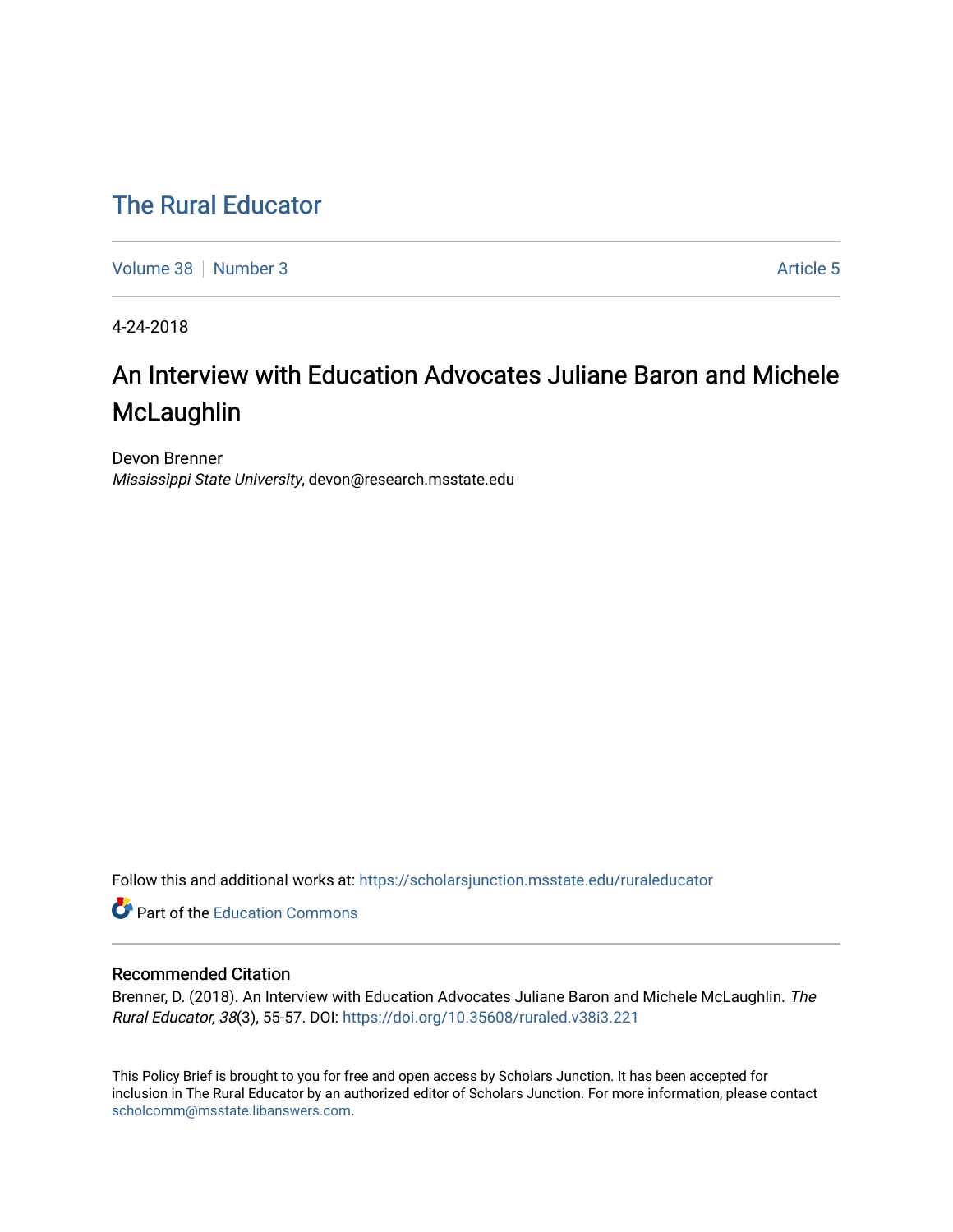# The Rural Educator

Volume 38 | Number 3 Article 5

4-24-2018

## An Interview with Education Advocates Juliane Baron and Michele McLaughlin

Devon Brenner
*Mississippi State University*, devon@research.msstate.edu

Follow this and additional works at: https://scholarsjunction.msstate.edu/ruraleducator

Part of the Education Commons

### Recommended Citation

Brenner, D. (2018). An Interview with Education Advocates Juliane Baron and Michele McLaughlin. *The Rural Educator, 38*(3), 55-57. DOI: https://doi.org/10.35608/ruraled.v38i3.221

This Policy Brief is brought to you for free and open access by Scholars Junction. It has been accepted for inclusion in The Rural Educator by an authorized editor of Scholars Junction. For more information, please contact scholcomm@msstate.libanswers.com.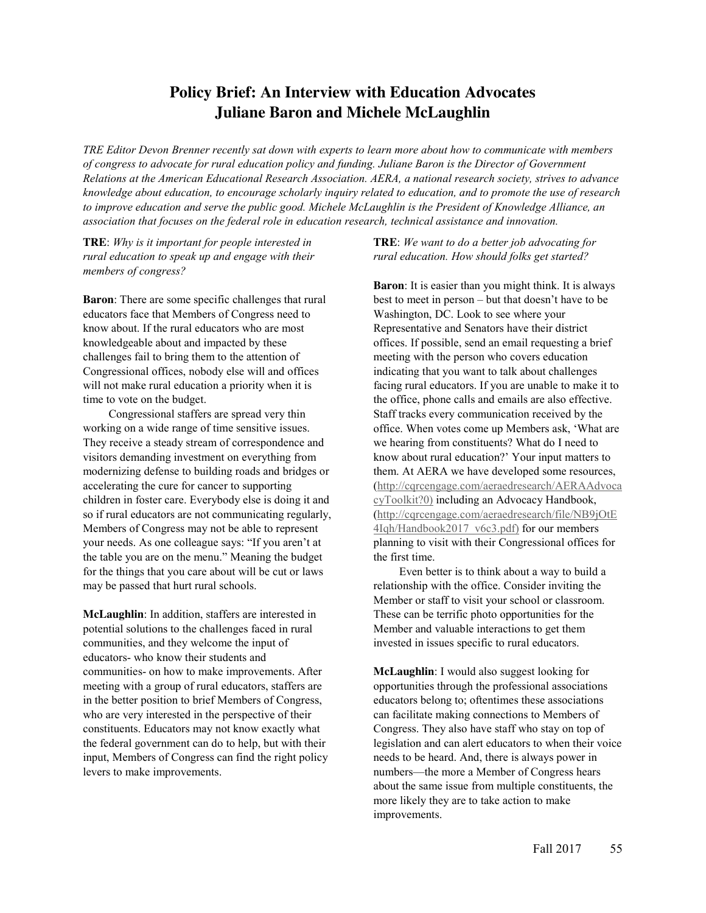# Policy Brief: An Interview with Education Advocates Juliane Baron and Michele McLaughlin

*TRE Editor Devon Brenner recently sat down with experts to learn more about how to communicate with members of congress to advocate for rural education policy and funding. Juliane Baron is the Director of Government Relations at the American Educational Research Association. AERA, a national research society, strives to advance knowledge about education, to encourage scholarly inquiry related to education, and to promote the use of research to improve education and serve the public good. Michele McLaughlin is the President of Knowledge Alliance, an association that focuses on the federal role in education research, technical assistance and innovation.*

**TRE**: *Why is it important for people interested in rural education to speak up and engage with their members of congress?*

**Baron**: There are some specific challenges that rural educators face that Members of Congress need to know about. If the rural educators who are most knowledgeable about and impacted by these challenges fail to bring them to the attention of Congressional offices, nobody else will and offices will not make rural education a priority when it is time to vote on the budget.

Congressional staffers are spread very thin working on a wide range of time sensitive issues. They receive a steady stream of correspondence and visitors demanding investment on everything from modernizing defense to building roads and bridges or accelerating the cure for cancer to supporting children in foster care. Everybody else is doing it and so if rural educators are not communicating regularly, Members of Congress may not be able to represent your needs. As one colleague says: "If you aren't at the table you are on the menu." Meaning the budget for the things that you care about will be cut or laws may be passed that hurt rural schools.

**McLaughlin**: In addition, staffers are interested in potential solutions to the challenges faced in rural communities, and they welcome the input of educators- who know their students and communities- on how to make improvements. After meeting with a group of rural educators, staffers are in the better position to brief Members of Congress, who are very interested in the perspective of their constituents. Educators may not know exactly what the federal government can do to help, but with their input, Members of Congress can find the right policy levers to make improvements.

**TRE**: *We want to do a better job advocating for rural education. How should folks get started?*

**Baron**: It is easier than you might think. It is always best to meet in person – but that doesn't have to be Washington, DC. Look to see where your Representative and Senators have their district offices. If possible, send an email requesting a brief meeting with the person who covers education indicating that you want to talk about challenges facing rural educators. If you are unable to make it to the office, phone calls and emails are also effective. Staff tracks every communication received by the office. When votes come up Members ask, 'What are we hearing from constituents? What do I need to know about rural education?' Your input matters to them. At AERA we have developed some resources, (http://cqrcengage.com/aeraedresearch/AERAAdvocacyToolkit?0) including an Advocacy Handbook, (http://cqrcengage.com/aeraedresearch/file/NB9jOtE4Iqh/Handbook2017_v6c3.pdf) for our members planning to visit with their Congressional offices for the first time.

Even better is to think about a way to build a relationship with the office. Consider inviting the Member or staff to visit your school or classroom. These can be terrific photo opportunities for the Member and valuable interactions to get them invested in issues specific to rural educators.

**McLaughlin**: I would also suggest looking for opportunities through the professional associations educators belong to; oftentimes these associations can facilitate making connections to Members of Congress. They also have staff who stay on top of legislation and can alert educators to when their voice needs to be heard. And, there is always power in numbers—the more a Member of Congress hears about the same issue from multiple constituents, the more likely they are to take action to make improvements.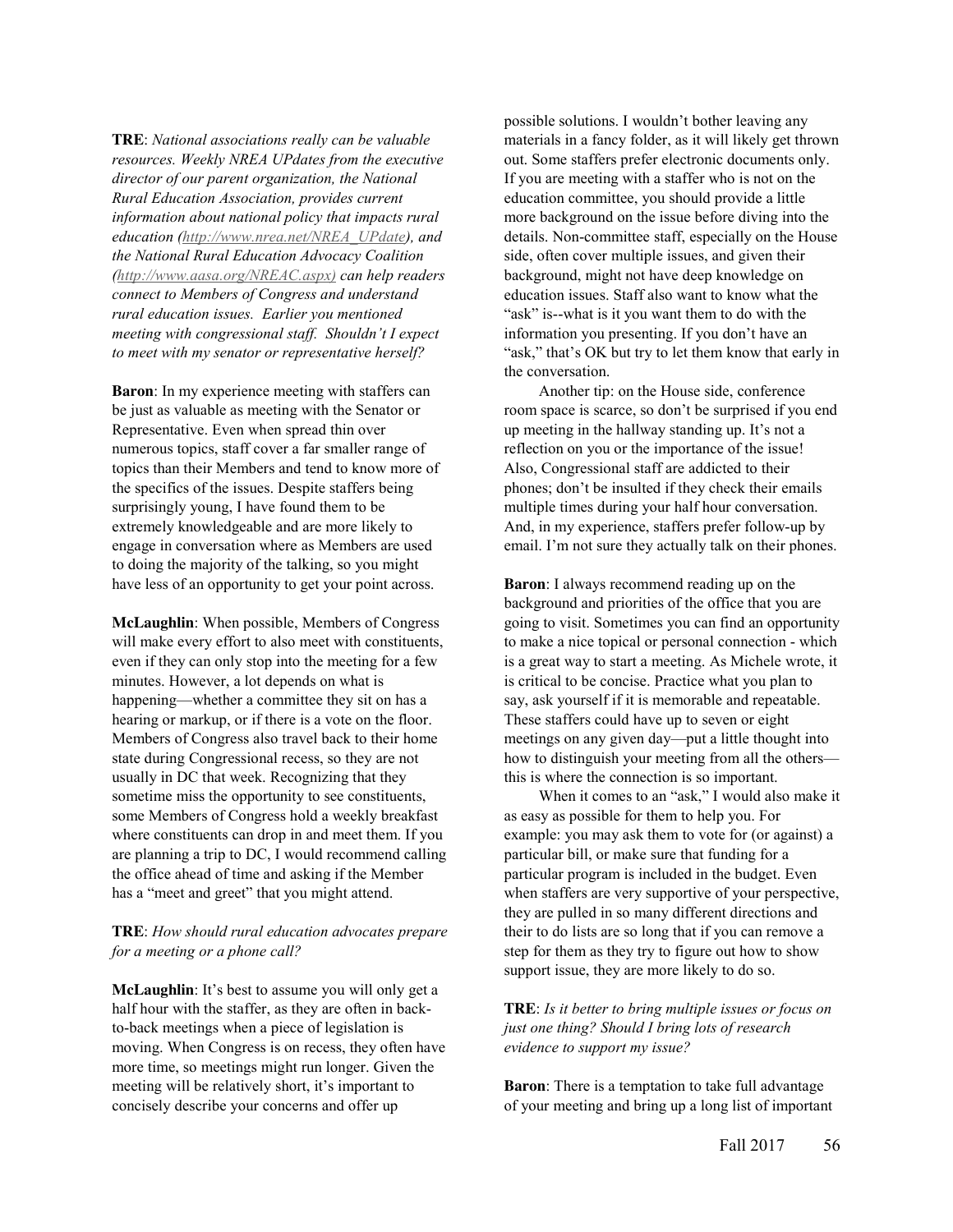**TRE**: *National associations really can be valuable resources. Weekly NREA UPdates from the executive director of our parent organization, the National Rural Education Association, provides current information about national policy that impacts rural education (http://www.nrea.net/NREA_UPdate), and the National Rural Education Advocacy Coalition (http://www.aasa.org/NREAC.aspx) can help readers connect to Members of Congress and understand rural education issues. Earlier you mentioned meeting with congressional staff. Shouldn't I expect to meet with my senator or representative herself?*

**Baron**: In my experience meeting with staffers can be just as valuable as meeting with the Senator or Representative. Even when spread thin over numerous topics, staff cover a far smaller range of topics than their Members and tend to know more of the specifics of the issues. Despite staffers being surprisingly young, I have found them to be extremely knowledgeable and are more likely to engage in conversation where as Members are used to doing the majority of the talking, so you might have less of an opportunity to get your point across.

**McLaughlin**: When possible, Members of Congress will make every effort to also meet with constituents, even if they can only stop into the meeting for a few minutes. However, a lot depends on what is happening—whether a committee they sit on has a hearing or markup, or if there is a vote on the floor. Members of Congress also travel back to their home state during Congressional recess, so they are not usually in DC that week. Recognizing that they sometime miss the opportunity to see constituents, some Members of Congress hold a weekly breakfast where constituents can drop in and meet them. If you are planning a trip to DC, I would recommend calling the office ahead of time and asking if the Member has a "meet and greet" that you might attend.

**TRE**: *How should rural education advocates prepare for a meeting or a phone call?*

**McLaughlin**: It's best to assume you will only get a half hour with the staffer, as they are often in back-to-back meetings when a piece of legislation is moving. When Congress is on recess, they often have more time, so meetings might run longer. Given the meeting will be relatively short, it's important to concisely describe your concerns and offer up possible solutions. I wouldn't bother leaving any materials in a fancy folder, as it will likely get thrown out. Some staffers prefer electronic documents only. If you are meeting with a staffer who is not on the education committee, you should provide a little more background on the issue before diving into the details. Non-committee staff, especially on the House side, often cover multiple issues, and given their background, might not have deep knowledge on education issues. Staff also want to know what the "ask" is--what is it you want them to do with the information you presenting. If you don't have an "ask," that's OK but try to let them know that early in the conversation.

Another tip: on the House side, conference room space is scarce, so don't be surprised if you end up meeting in the hallway standing up. It's not a reflection on you or the importance of the issue! Also, Congressional staff are addicted to their phones; don't be insulted if they check their emails multiple times during your half hour conversation. And, in my experience, staffers prefer follow-up by email. I'm not sure they actually talk on their phones.

**Baron**: I always recommend reading up on the background and priorities of the office that you are going to visit. Sometimes you can find an opportunity to make a nice topical or personal connection - which is a great way to start a meeting. As Michele wrote, it is critical to be concise. Practice what you plan to say, ask yourself if it is memorable and repeatable. These staffers could have up to seven or eight meetings on any given day—put a little thought into how to distinguish your meeting from all the others—this is where the connection is so important.

When it comes to an "ask," I would also make it as easy as possible for them to help you. For example: you may ask them to vote for (or against) a particular bill, or make sure that funding for a particular program is included in the budget. Even when staffers are very supportive of your perspective, they are pulled in so many different directions and their to do lists are so long that if you can remove a step for them as they try to figure out how to show support issue, they are more likely to do so.

**TRE**: *Is it better to bring multiple issues or focus on just one thing? Should I bring lots of research evidence to support my issue?*

**Baron**: There is a temptation to take full advantage of your meeting and bring up a long list of important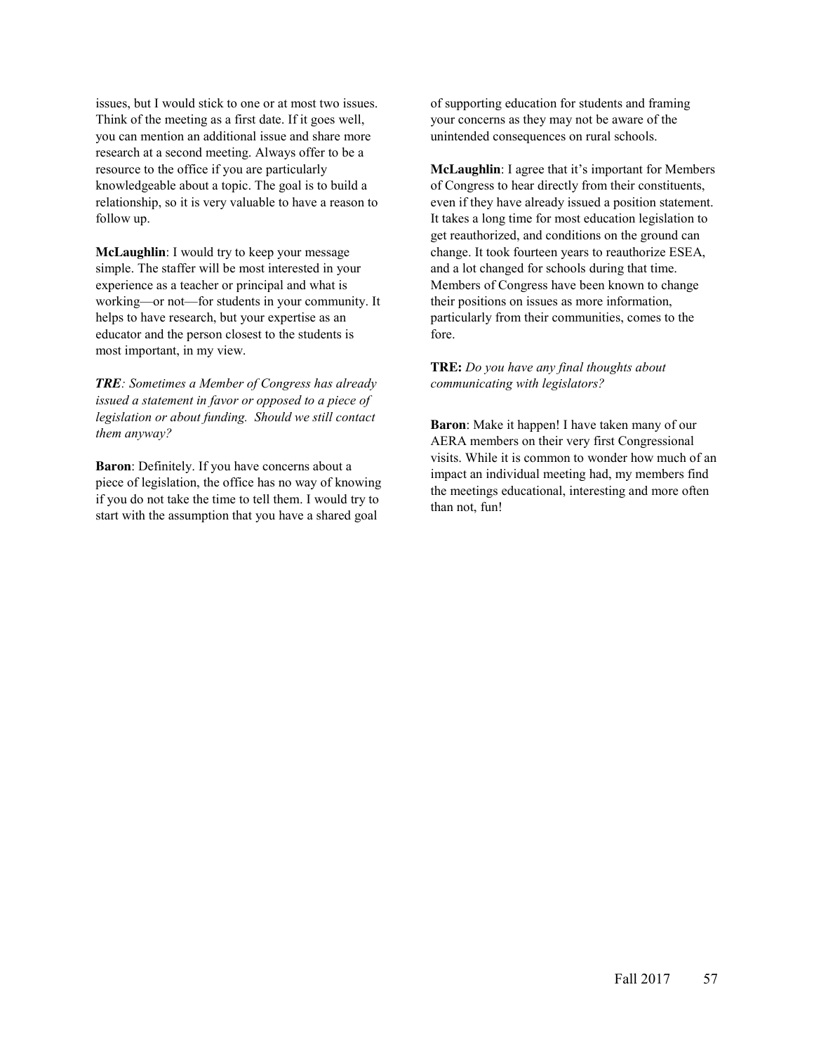issues, but I would stick to one or at most two issues. Think of the meeting as a first date. If it goes well, you can mention an additional issue and share more research at a second meeting. Always offer to be a resource to the office if you are particularly knowledgeable about a topic. The goal is to build a relationship, so it is very valuable to have a reason to follow up.

**McLaughlin**: I would try to keep your message simple. The staffer will be most interested in your experience as a teacher or principal and what is working—or not—for students in your community. It helps to have research, but your expertise as an educator and the person closest to the students is most important, in my view.

***TRE****: Sometimes a Member of Congress has already issued a statement in favor or opposed to a piece of legislation or about funding. Should we still contact them anyway?*

**Baron**: Definitely. If you have concerns about a piece of legislation, the office has no way of knowing if you do not take the time to tell them. I would try to start with the assumption that you have a shared goal of supporting education for students and framing your concerns as they may not be aware of the unintended consequences on rural schools.

**McLaughlin**: I agree that it's important for Members of Congress to hear directly from their constituents, even if they have already issued a position statement. It takes a long time for most education legislation to get reauthorized, and conditions on the ground can change. It took fourteen years to reauthorize ESEA, and a lot changed for schools during that time. Members of Congress have been known to change their positions on issues as more information, particularly from their communities, comes to the fore.

**TRE:** *Do you have any final thoughts about communicating with legislators?*

**Baron**: Make it happen! I have taken many of our AERA members on their very first Congressional visits. While it is common to wonder how much of an impact an individual meeting had, my members find the meetings educational, interesting and more often than not, fun!